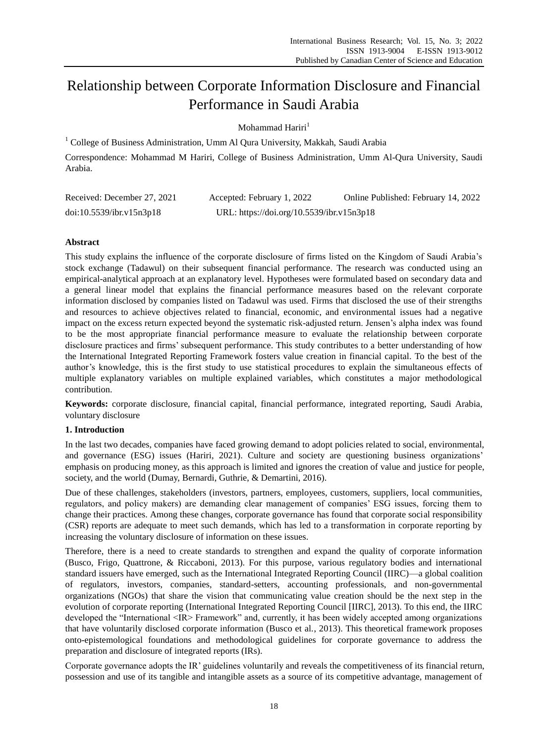# Relationship between Corporate Information Disclosure and Financial Performance in Saudi Arabia

Mohammad Hariri[1]

[1] College of Business Administration, Umm Al Qura University, Makkah, Saudi Arabia

Correspondence: Mohammad M Hariri, College of Business Administration, Umm Al-Qura University, Saudi Arabia.

Received: December 27, 2021 Accepted: February 1, 2022 Online Published: February 14, 2022

doi:10.5539/ibr.v15n3p18 URL: https://doi.org/10.5539/ibr.v15n3p18

## Abstract

This study explains the influence of the corporate disclosure of firms listed on the Kingdom of Saudi Arabia's stock exchange (Tadawul) on their subsequent financial performance. The research was conducted using an empirical-analytical approach at an explanatory level. Hypotheses were formulated based on secondary data and a general linear model that explains the financial performance measures based on the relevant corporate information disclosed by companies listed on Tadawul was used. Firms that disclosed the use of their strengths and resources to achieve objectives related to financial, economic, and environmental issues had a negative impact on the excess return expected beyond the systematic risk-adjusted return. Jensen's alpha index was found to be the most appropriate financial performance measure to evaluate the relationship between corporate disclosure practices and firms' subsequent performance. This study contributes to a better understanding of how the International Integrated Reporting Framework fosters value creation in financial capital. To the best of the author's knowledge, this is the first study to use statistical procedures to explain the simultaneous effects of multiple explanatory variables on multiple explained variables, which constitutes a major methodological contribution.

**Keywords:** corporate disclosure, financial capital, financial performance, integrated reporting, Saudi Arabia, voluntary disclosure

## 1. Introduction

In the last two decades, companies have faced growing demand to adopt policies related to social, environmental, and governance (ESG) issues (Hariri, 2021). Culture and society are questioning business organizations' emphasis on producing money, as this approach is limited and ignores the creation of value and justice for people, society, and the world (Dumay, Bernardi, Guthrie, & Demartini, 2016).

Due of these challenges, stakeholders (investors, partners, employees, customers, suppliers, local communities, regulators, and policy makers) are demanding clear management of companies' ESG issues, forcing them to change their practices. Among these changes, corporate governance has found that corporate social responsibility (CSR) reports are adequate to meet such demands, which has led to a transformation in corporate reporting by increasing the voluntary disclosure of information on these issues.

Therefore, there is a need to create standards to strengthen and expand the quality of corporate information (Busco, Frigo, Quattrone, & Riccaboni, 2013). For this purpose, various regulatory bodies and international standard issuers have emerged, such as the International Integrated Reporting Council (IIRC)—a global coalition of regulators, investors, companies, standard-setters, accounting professionals, and non-governmental organizations (NGOs) that share the vision that communicating value creation should be the next step in the evolution of corporate reporting (International Integrated Reporting Council [IIRC], 2013). To this end, the IIRC developed the "International <IR> Framework" and, currently, it has been widely accepted among organizations that have voluntarily disclosed corporate information (Busco et al., 2013). This theoretical framework proposes onto-epistemological foundations and methodological guidelines for corporate governance to address the preparation and disclosure of integrated reports (IRs).

Corporate governance adopts the IR' guidelines voluntarily and reveals the competitiveness of its financial return, possession and use of its tangible and intangible assets as a source of its competitive advantage, management of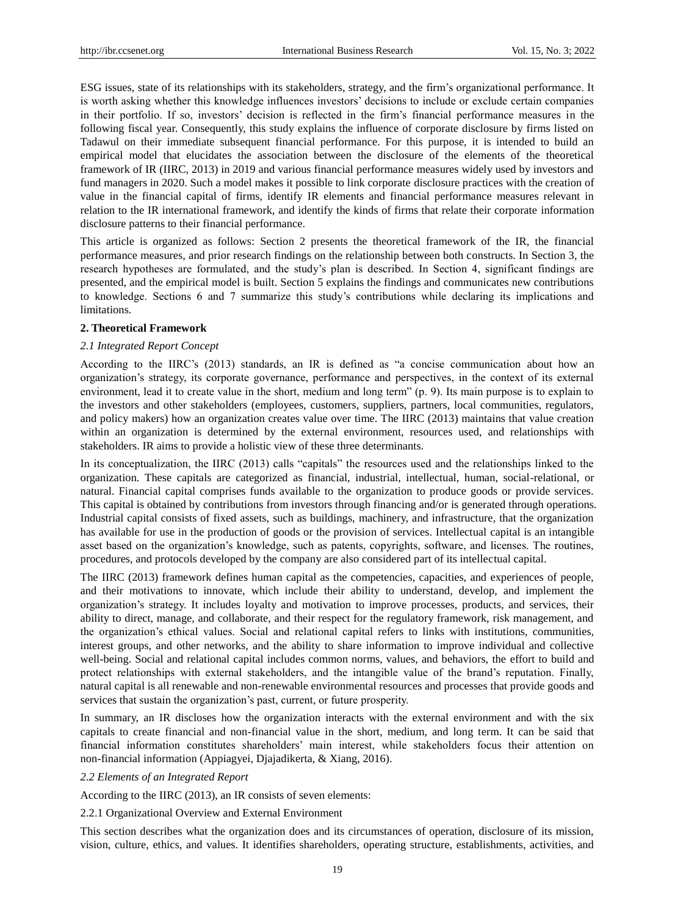ESG issues, state of its relationships with its stakeholders, strategy, and the firm's organizational performance. It is worth asking whether this knowledge influences investors' decisions to include or exclude certain companies in their portfolio. If so, investors' decision is reflected in the firm's financial performance measures in the following fiscal year. Consequently, this study explains the influence of corporate disclosure by firms listed on Tadawul on their immediate subsequent financial performance. For this purpose, it is intended to build an empirical model that elucidates the association between the disclosure of the elements of the theoretical framework of IR (IIRC, 2013) in 2019 and various financial performance measures widely used by investors and fund managers in 2020. Such a model makes it possible to link corporate disclosure practices with the creation of value in the financial capital of firms, identify IR elements and financial performance measures relevant in relation to the IR international framework, and identify the kinds of firms that relate their corporate information disclosure patterns to their financial performance.

This article is organized as follows: Section 2 presents the theoretical framework of the IR, the financial performance measures, and prior research findings on the relationship between both constructs. In Section 3, the research hypotheses are formulated, and the study's plan is described. In Section 4, significant findings are presented, and the empirical model is built. Section 5 explains the findings and communicates new contributions to knowledge. Sections 6 and 7 summarize this study's contributions while declaring its implications and limitations.

## 2. Theoretical Framework

### *2.1 Integrated Report Concept*

According to the IIRC's (2013) standards, an IR is defined as "a concise communication about how an organization's strategy, its corporate governance, performance and perspectives, in the context of its external environment, lead it to create value in the short, medium and long term" (p. 9). Its main purpose is to explain to the investors and other stakeholders (employees, customers, suppliers, partners, local communities, regulators, and policy makers) how an organization creates value over time. The IIRC (2013) maintains that value creation within an organization is determined by the external environment, resources used, and relationships with stakeholders. IR aims to provide a holistic view of these three determinants.

In its conceptualization, the IIRC (2013) calls "capitals" the resources used and the relationships linked to the organization. These capitals are categorized as financial, industrial, intellectual, human, social-relational, or natural. Financial capital comprises funds available to the organization to produce goods or provide services. This capital is obtained by contributions from investors through financing and/or is generated through operations. Industrial capital consists of fixed assets, such as buildings, machinery, and infrastructure, that the organization has available for use in the production of goods or the provision of services. Intellectual capital is an intangible asset based on the organization's knowledge, such as patents, copyrights, software, and licenses. The routines, procedures, and protocols developed by the company are also considered part of its intellectual capital.

The IIRC (2013) framework defines human capital as the competencies, capacities, and experiences of people, and their motivations to innovate, which include their ability to understand, develop, and implement the organization's strategy. It includes loyalty and motivation to improve processes, products, and services, their ability to direct, manage, and collaborate, and their respect for the regulatory framework, risk management, and the organization's ethical values. Social and relational capital refers to links with institutions, communities, interest groups, and other networks, and the ability to share information to improve individual and collective well-being. Social and relational capital includes common norms, values, and behaviors, the effort to build and protect relationships with external stakeholders, and the intangible value of the brand's reputation. Finally, natural capital is all renewable and non-renewable environmental resources and processes that provide goods and services that sustain the organization's past, current, or future prosperity.

In summary, an IR discloses how the organization interacts with the external environment and with the six capitals to create financial and non-financial value in the short, medium, and long term. It can be said that financial information constitutes shareholders' main interest, while stakeholders focus their attention on non-financial information (Appiagyei, Djajadikerta, & Xiang, 2016).

### *2.2 Elements of an Integrated Report*

According to the IIRC (2013), an IR consists of seven elements:

#### 2.2.1 Organizational Overview and External Environment

This section describes what the organization does and its circumstances of operation, disclosure of its mission, vision, culture, ethics, and values. It identifies shareholders, operating structure, establishments, activities, and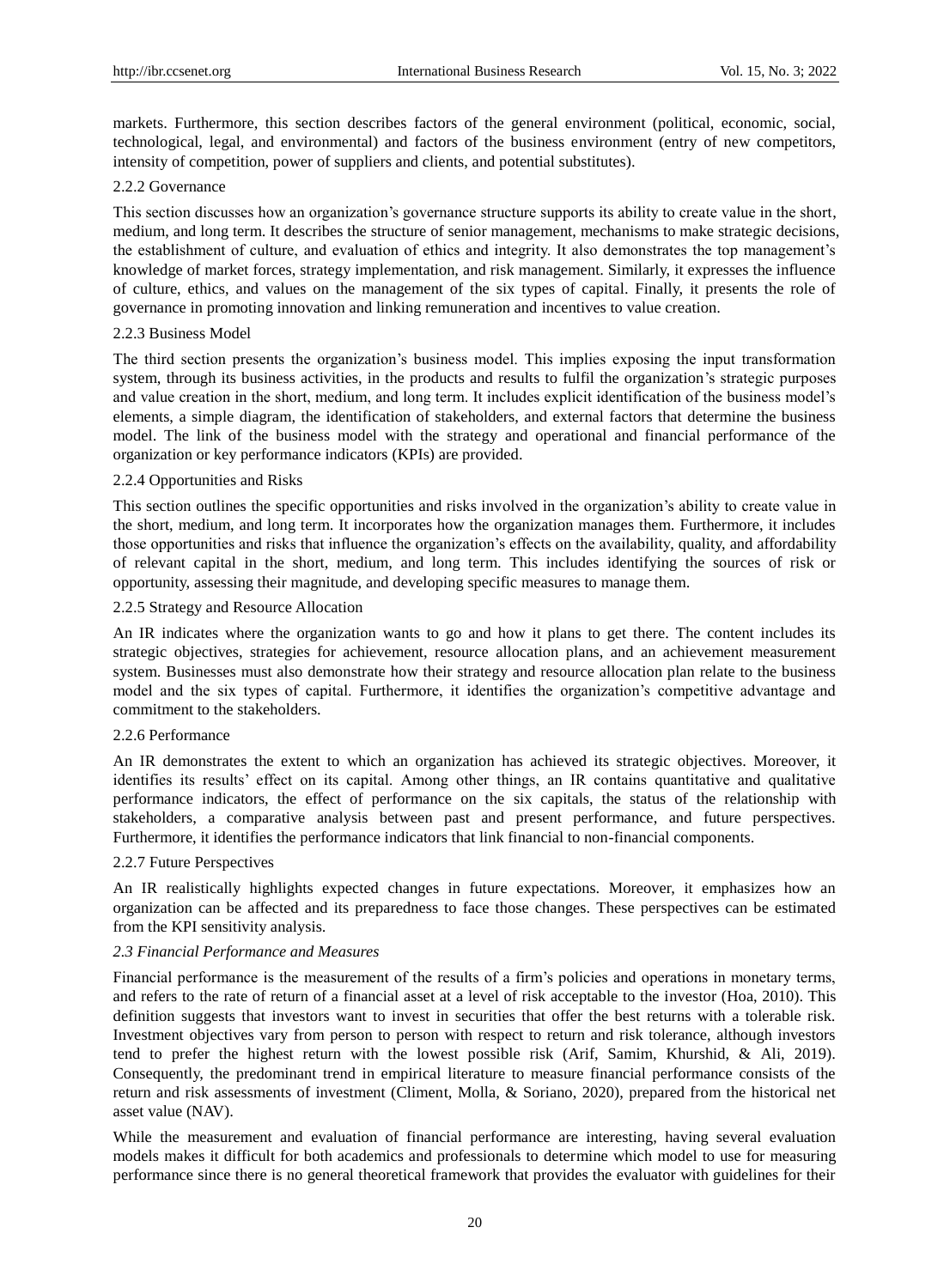markets. Furthermore, this section describes factors of the general environment (political, economic, social, technological, legal, and environmental) and factors of the business environment (entry of new competitors, intensity of competition, power of suppliers and clients, and potential substitutes).

#### 2.2.2 Governance

This section discusses how an organization's governance structure supports its ability to create value in the short, medium, and long term. It describes the structure of senior management, mechanisms to make strategic decisions, the establishment of culture, and evaluation of ethics and integrity. It also demonstrates the top management's knowledge of market forces, strategy implementation, and risk management. Similarly, it expresses the influence of culture, ethics, and values on the management of the six types of capital. Finally, it presents the role of governance in promoting innovation and linking remuneration and incentives to value creation.

#### 2.2.3 Business Model

The third section presents the organization's business model. This implies exposing the input transformation system, through its business activities, in the products and results to fulfil the organization's strategic purposes and value creation in the short, medium, and long term. It includes explicit identification of the business model's elements, a simple diagram, the identification of stakeholders, and external factors that determine the business model. The link of the business model with the strategy and operational and financial performance of the organization or key performance indicators (KPIs) are provided.

#### 2.2.4 Opportunities and Risks

This section outlines the specific opportunities and risks involved in the organization's ability to create value in the short, medium, and long term. It incorporates how the organization manages them. Furthermore, it includes those opportunities and risks that influence the organization's effects on the availability, quality, and affordability of relevant capital in the short, medium, and long term. This includes identifying the sources of risk or opportunity, assessing their magnitude, and developing specific measures to manage them.

#### 2.2.5 Strategy and Resource Allocation

An IR indicates where the organization wants to go and how it plans to get there. The content includes its strategic objectives, strategies for achievement, resource allocation plans, and an achievement measurement system. Businesses must also demonstrate how their strategy and resource allocation plan relate to the business model and the six types of capital. Furthermore, it identifies the organization's competitive advantage and commitment to the stakeholders.

#### 2.2.6 Performance

An IR demonstrates the extent to which an organization has achieved its strategic objectives. Moreover, it identifies its results' effect on its capital. Among other things, an IR contains quantitative and qualitative performance indicators, the effect of performance on the six capitals, the status of the relationship with stakeholders, a comparative analysis between past and present performance, and future perspectives. Furthermore, it identifies the performance indicators that link financial to non-financial components.

#### 2.2.7 Future Perspectives

An IR realistically highlights expected changes in future expectations. Moreover, it emphasizes how an organization can be affected and its preparedness to face those changes. These perspectives can be estimated from the KPI sensitivity analysis.

### *2.3 Financial Performance and Measures*

Financial performance is the measurement of the results of a firm's policies and operations in monetary terms, and refers to the rate of return of a financial asset at a level of risk acceptable to the investor (Hoa, 2010). This definition suggests that investors want to invest in securities that offer the best returns with a tolerable risk. Investment objectives vary from person to person with respect to return and risk tolerance, although investors tend to prefer the highest return with the lowest possible risk (Arif, Samim, Khurshid, & Ali, 2019). Consequently, the predominant trend in empirical literature to measure financial performance consists of the return and risk assessments of investment (Climent, Molla, & Soriano, 2020), prepared from the historical net asset value (NAV).

While the measurement and evaluation of financial performance are interesting, having several evaluation models makes it difficult for both academics and professionals to determine which model to use for measuring performance since there is no general theoretical framework that provides the evaluator with guidelines for their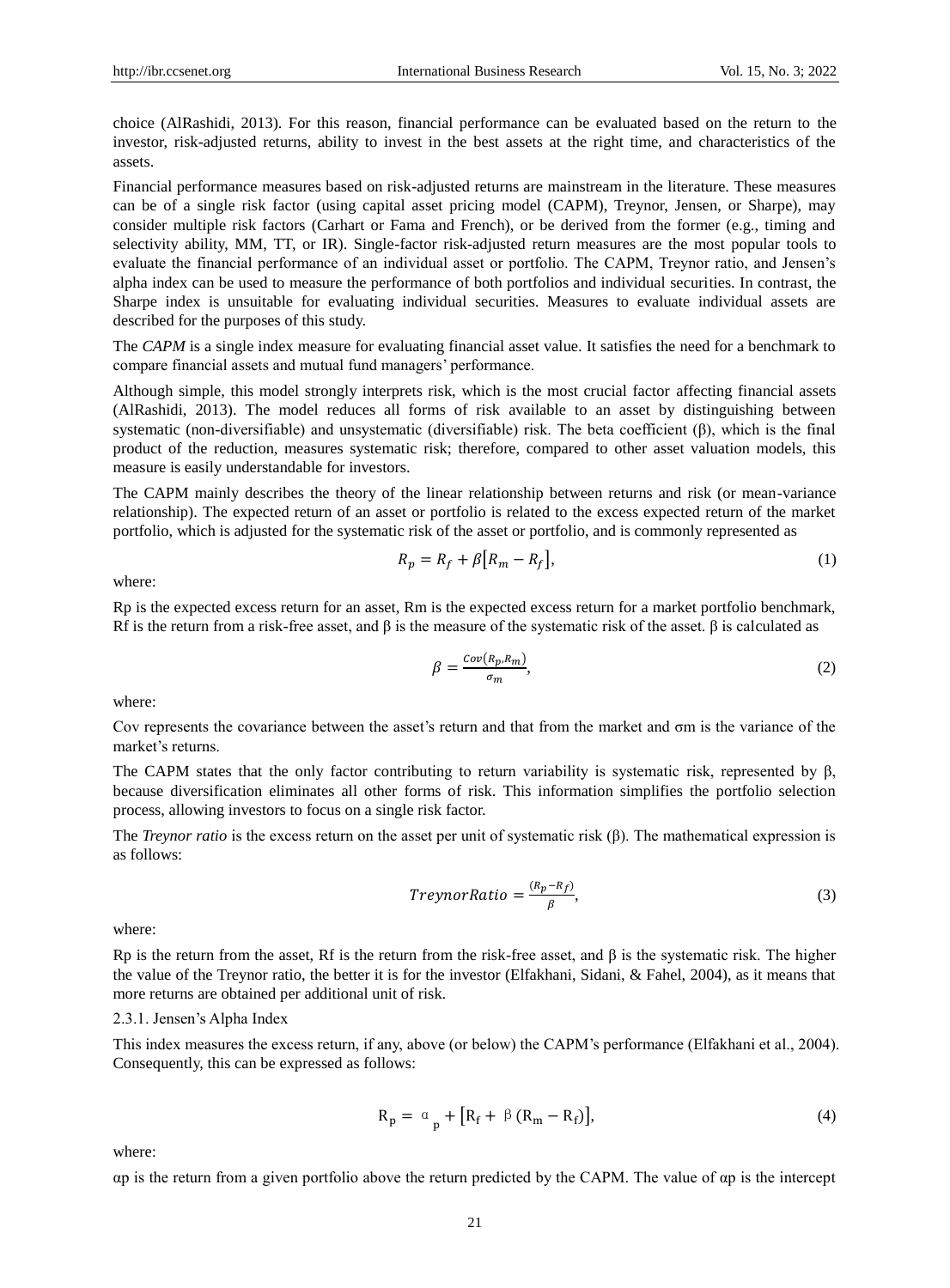choice (AlRashidi, 2013). For this reason, financial performance can be evaluated based on the return to the investor, risk-adjusted returns, ability to invest in the best assets at the right time, and characteristics of the assets.

Financial performance measures based on risk-adjusted returns are mainstream in the literature. These measures can be of a single risk factor (using capital asset pricing model (CAPM), Treynor, Jensen, or Sharpe), may consider multiple risk factors (Carhart or Fama and French), or be derived from the former (e.g., timing and selectivity ability, MM, TT, or IR). Single-factor risk-adjusted return measures are the most popular tools to evaluate the financial performance of an individual asset or portfolio. The CAPM, Treynor ratio, and Jensen's alpha index can be used to measure the performance of both portfolios and individual securities. In contrast, the Sharpe index is unsuitable for evaluating individual securities. Measures to evaluate individual assets are described for the purposes of this study.

The *CAPM* is a single index measure for evaluating financial asset value. It satisfies the need for a benchmark to compare financial assets and mutual fund managers' performance.

Although simple, this model strongly interprets risk, which is the most crucial factor affecting financial assets (AlRashidi, 2013). The model reduces all forms of risk available to an asset by distinguishing between systematic (non-diversifiable) and unsystematic (diversifiable) risk. The beta coefficient (β), which is the final product of the reduction, measures systematic risk; therefore, compared to other asset valuation models, this measure is easily understandable for investors.

The CAPM mainly describes the theory of the linear relationship between returns and risk (or mean-variance relationship). The expected return of an asset or portfolio is related to the excess expected return of the market portfolio, which is adjusted for the systematic risk of the asset or portfolio, and is commonly represented as

$$R_p = R_f + \beta\left[R_m - R_f\right], \tag{1}$$

where:

Rp is the expected excess return for an asset, Rm is the expected excess return for a market portfolio benchmark, Rf is the return from a risk-free asset, and β is the measure of the systematic risk of the asset. β is calculated as

$$\beta = \frac{Cov(R_p, R_m)}{\sigma_m}, \tag{2}$$

where:

Cov represents the covariance between the asset's return and that from the market and σm is the variance of the market's returns.

The CAPM states that the only factor contributing to return variability is systematic risk, represented by β, because diversification eliminates all other forms of risk. This information simplifies the portfolio selection process, allowing investors to focus on a single risk factor.

The *Treynor ratio* is the excess return on the asset per unit of systematic risk (β). The mathematical expression is as follows:

$$TreynorRatio = \frac{(R_p - R_f)}{\beta}, \tag{3}$$

where:

Rp is the return from the asset, Rf is the return from the risk-free asset, and β is the systematic risk. The higher the value of the Treynor ratio, the better it is for the investor (Elfakhani, Sidani, & Fahel, 2004), as it means that more returns are obtained per additional unit of risk.

2.3.1. Jensen's Alpha Index

This index measures the excess return, if any, above (or below) the CAPM's performance (Elfakhani et al., 2004). Consequently, this can be expressed as follows:

$$R_p = \alpha_p + \left[R_f + \beta\,(R_m - R_f)\right], \tag{4}$$

where:

αp is the return from a given portfolio above the return predicted by the CAPM. The value of αp is the intercept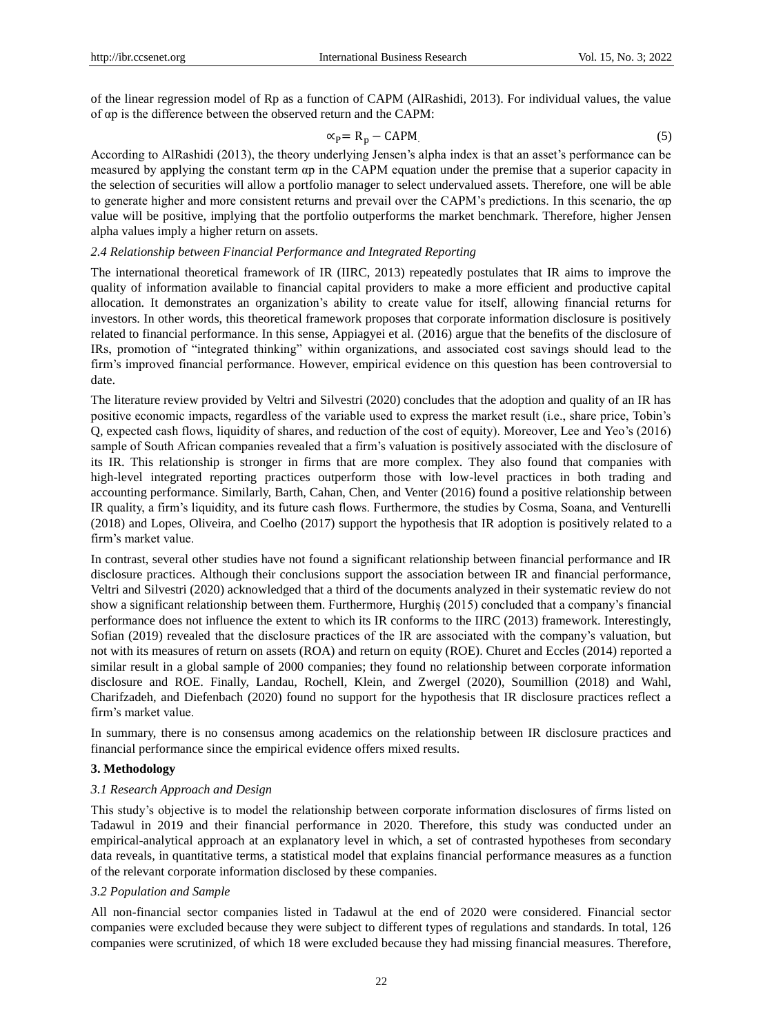of the linear regression model of Rp as a function of CAPM (AlRashidi, 2013). For individual values, the value of αp is the difference between the observed return and the CAPM:

$$\alpha_P = R_p - CAPM \tag{5}$$

According to AlRashidi (2013), the theory underlying Jensen's alpha index is that an asset's performance can be measured by applying the constant term αp in the CAPM equation under the premise that a superior capacity in the selection of securities will allow a portfolio manager to select undervalued assets. Therefore, one will be able to generate higher and more consistent returns and prevail over the CAPM's predictions. In this scenario, the αp value will be positive, implying that the portfolio outperforms the market benchmark. Therefore, higher Jensen alpha values imply a higher return on assets.

### *2.4 Relationship between Financial Performance and Integrated Reporting*

The international theoretical framework of IR (IIRC, 2013) repeatedly postulates that IR aims to improve the quality of information available to financial capital providers to make a more efficient and productive capital allocation. It demonstrates an organization's ability to create value for itself, allowing financial returns for investors. In other words, this theoretical framework proposes that corporate information disclosure is positively related to financial performance. In this sense, Appiagyei et al. (2016) argue that the benefits of the disclosure of IRs, promotion of "integrated thinking" within organizations, and associated cost savings should lead to the firm's improved financial performance. However, empirical evidence on this question has been controversial to date.

The literature review provided by Veltri and Silvestri (2020) concludes that the adoption and quality of an IR has positive economic impacts, regardless of the variable used to express the market result (i.e., share price, Tobin's Q, expected cash flows, liquidity of shares, and reduction of the cost of equity). Moreover, Lee and Yeo's (2016) sample of South African companies revealed that a firm's valuation is positively associated with the disclosure of its IR. This relationship is stronger in firms that are more complex. They also found that companies with high-level integrated reporting practices outperform those with low-level practices in both trading and accounting performance. Similarly, Barth, Cahan, Chen, and Venter (2016) found a positive relationship between IR quality, a firm's liquidity, and its future cash flows. Furthermore, the studies by Cosma, Soana, and Venturelli (2018) and Lopes, Oliveira, and Coelho (2017) support the hypothesis that IR adoption is positively related to a firm's market value.

In contrast, several other studies have not found a significant relationship between financial performance and IR disclosure practices. Although their conclusions support the association between IR and financial performance, Veltri and Silvestri (2020) acknowledged that a third of the documents analyzed in their systematic review do not show a significant relationship between them. Furthermore, Hurghiș (2015) concluded that a company's financial performance does not influence the extent to which its IR conforms to the IIRC (2013) framework. Interestingly, Sofian (2019) revealed that the disclosure practices of the IR are associated with the company's valuation, but not with its measures of return on assets (ROA) and return on equity (ROE). Churet and Eccles (2014) reported a similar result in a global sample of 2000 companies; they found no relationship between corporate information disclosure and ROE. Finally, Landau, Rochell, Klein, and Zwergel (2020), Soumillion (2018) and Wahl, Charifzadeh, and Diefenbach (2020) found no support for the hypothesis that IR disclosure practices reflect a firm's market value.

In summary, there is no consensus among academics on the relationship between IR disclosure practices and financial performance since the empirical evidence offers mixed results.

## 3. Methodology

### *3.1 Research Approach and Design*

This study's objective is to model the relationship between corporate information disclosures of firms listed on Tadawul in 2019 and their financial performance in 2020. Therefore, this study was conducted under an empirical-analytical approach at an explanatory level in which, a set of contrasted hypotheses from secondary data reveals, in quantitative terms, a statistical model that explains financial performance measures as a function of the relevant corporate information disclosed by these companies.

### *3.2 Population and Sample*

All non-financial sector companies listed in Tadawul at the end of 2020 were considered. Financial sector companies were excluded because they were subject to different types of regulations and standards. In total, 126 companies were scrutinized, of which 18 were excluded because they had missing financial measures. Therefore,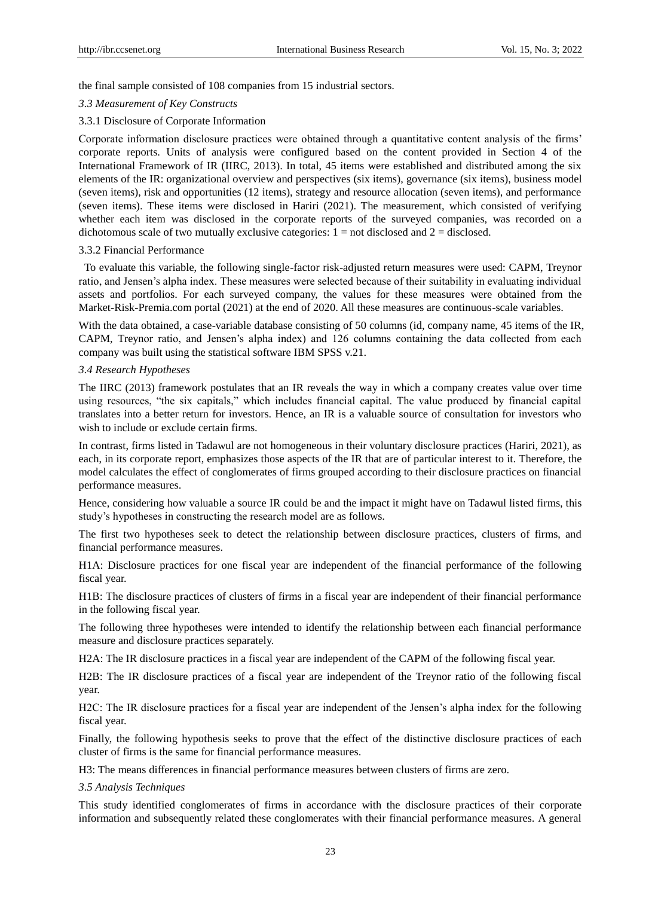the final sample consisted of 108 companies from 15 industrial sectors.

### *3.3 Measurement of Key Constructs*

#### 3.3.1 Disclosure of Corporate Information

Corporate information disclosure practices were obtained through a quantitative content analysis of the firms' corporate reports. Units of analysis were configured based on the content provided in Section 4 of the International Framework of IR (IIRC, 2013). In total, 45 items were established and distributed among the six elements of the IR: organizational overview and perspectives (six items), governance (six items), business model (seven items), risk and opportunities (12 items), strategy and resource allocation (seven items), and performance (seven items). These items were disclosed in Hariri (2021). The measurement, which consisted of verifying whether each item was disclosed in the corporate reports of the surveyed companies, was recorded on a dichotomous scale of two mutually exclusive categories: 1 = not disclosed and 2 = disclosed.

#### 3.3.2 Financial Performance

To evaluate this variable, the following single-factor risk-adjusted return measures were used: CAPM, Treynor ratio, and Jensen's alpha index. These measures were selected because of their suitability in evaluating individual assets and portfolios. For each surveyed company, the values for these measures were obtained from the Market-Risk-Premia.com portal (2021) at the end of 2020. All these measures are continuous-scale variables.

With the data obtained, a case-variable database consisting of 50 columns (id, company name, 45 items of the IR, CAPM, Treynor ratio, and Jensen's alpha index) and 126 columns containing the data collected from each company was built using the statistical software IBM SPSS v.21.

### *3.4 Research Hypotheses*

The IIRC (2013) framework postulates that an IR reveals the way in which a company creates value over time using resources, "the six capitals," which includes financial capital. The value produced by financial capital translates into a better return for investors. Hence, an IR is a valuable source of consultation for investors who wish to include or exclude certain firms.

In contrast, firms listed in Tadawul are not homogeneous in their voluntary disclosure practices (Hariri, 2021), as each, in its corporate report, emphasizes those aspects of the IR that are of particular interest to it. Therefore, the model calculates the effect of conglomerates of firms grouped according to their disclosure practices on financial performance measures.

Hence, considering how valuable a source IR could be and the impact it might have on Tadawul listed firms, this study's hypotheses in constructing the research model are as follows.

The first two hypotheses seek to detect the relationship between disclosure practices, clusters of firms, and financial performance measures.

H1A: Disclosure practices for one fiscal year are independent of the financial performance of the following fiscal year.

H1B: The disclosure practices of clusters of firms in a fiscal year are independent of their financial performance in the following fiscal year.

The following three hypotheses were intended to identify the relationship between each financial performance measure and disclosure practices separately.

H2A: The IR disclosure practices in a fiscal year are independent of the CAPM of the following fiscal year.

H2B: The IR disclosure practices of a fiscal year are independent of the Treynor ratio of the following fiscal year.

H2C: The IR disclosure practices for a fiscal year are independent of the Jensen's alpha index for the following fiscal year.

Finally, the following hypothesis seeks to prove that the effect of the distinctive disclosure practices of each cluster of firms is the same for financial performance measures.

H3: The means differences in financial performance measures between clusters of firms are zero.

### *3.5 Analysis Techniques*

This study identified conglomerates of firms in accordance with the disclosure practices of their corporate information and subsequently related these conglomerates with their financial performance measures. A general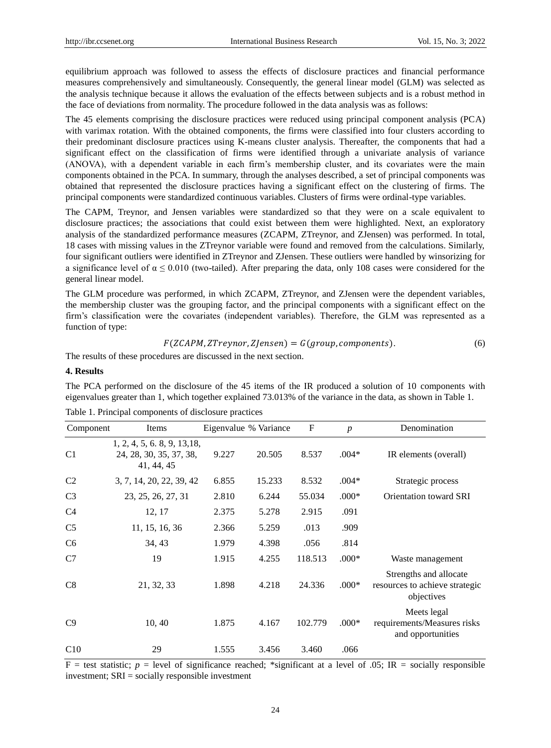equilibrium approach was followed to assess the effects of disclosure practices and financial performance measures comprehensively and simultaneously. Consequently, the general linear model (GLM) was selected as the analysis technique because it allows the evaluation of the effects between subjects and is a robust method in the face of deviations from normality. The procedure followed in the data analysis was as follows:

The 45 elements comprising the disclosure practices were reduced using principal component analysis (PCA) with varimax rotation. With the obtained components, the firms were classified into four clusters according to their predominant disclosure practices using K-means cluster analysis. Thereafter, the components that had a significant effect on the classification of firms were identified through a univariate analysis of variance (ANOVA), with a dependent variable in each firm's membership cluster, and its covariates were the main components obtained in the PCA. In summary, through the analyses described, a set of principal components was obtained that represented the disclosure practices having a significant effect on the clustering of firms. The principal components were standardized continuous variables. Clusters of firms were ordinal-type variables.

The CAPM, Treynor, and Jensen variables were standardized so that they were on a scale equivalent to disclosure practices; the associations that could exist between them were highlighted. Next, an exploratory analysis of the standardized performance measures (ZCAPM, ZTreynor, and ZJensen) was performed. In total, 18 cases with missing values in the ZTreynor variable were found and removed from the calculations. Similarly, four significant outliers were identified in ZTreynor and ZJensen. These outliers were handled by winsorizing for a significance level of $\alpha \leq 0.010$ (two-tailed). After preparing the data, only 108 cases were considered for the general linear model.

The GLM procedure was performed, in which ZCAPM, ZTreynor, and ZJensen were the dependent variables, the membership cluster was the grouping factor, and the principal components with a significant effect on the firm's classification were the covariates (independent variables). Therefore, the GLM was represented as a function of type:

$$F(ZCAPM, ZTreynor, ZJensen) = G(group, components). \tag{6}$$

The results of these procedures are discussed in the next section.

## 4. Results

The PCA performed on the disclosure of the 45 items of the IR produced a solution of 10 components with eigenvalues greater than 1, which together explained 73.013% of the variance in the data, as shown in Table 1.

Table 1. Principal components of disclosure practices

| Component | Items | Eigenvalue | % Variance | F | $p$ | Denomination |
|---|---|---|---|---|---|---|
| C1 | 1, 2, 4, 5, 6. 8, 9, 13,18, 24, 28, 30, 35, 37, 38, 41, 44, 45 | 9.227 | 20.505 | 8.537 | .004* | IR elements (overall) |
| C2 | 3, 7, 14, 20, 22, 39, 42 | 6.855 | 15.233 | 8.532 | .004* | Strategic process |
| C3 | 23, 25, 26, 27, 31 | 2.810 | 6.244 | 55.034 | .000* | Orientation toward SRI |
| C4 | 12, 17 | 2.375 | 5.278 | 2.915 | .091 | |
| C5 | 11, 15, 16, 36 | 2.366 | 5.259 | .013 | .909 | |
| C6 | 34, 43 | 1.979 | 4.398 | .056 | .814 | |
| C7 | 19 | 1.915 | 4.255 | 118.513 | .000* | Waste management |
| C8 | 21, 32, 33 | 1.898 | 4.218 | 24.336 | .000* | Strengths and allocate resources to achieve strategic objectives |
| C9 | 10, 40 | 1.875 | 4.167 | 102.779 | .000* | Meets legal requirements/Measures risks and opportunities |
| C10 | 29 | 1.555 | 3.456 | 3.460 | .066 | |

F = test statistic; $p$ = level of significance reached; *significant at a level of .05; IR = socially responsible investment; SRI = socially responsible investment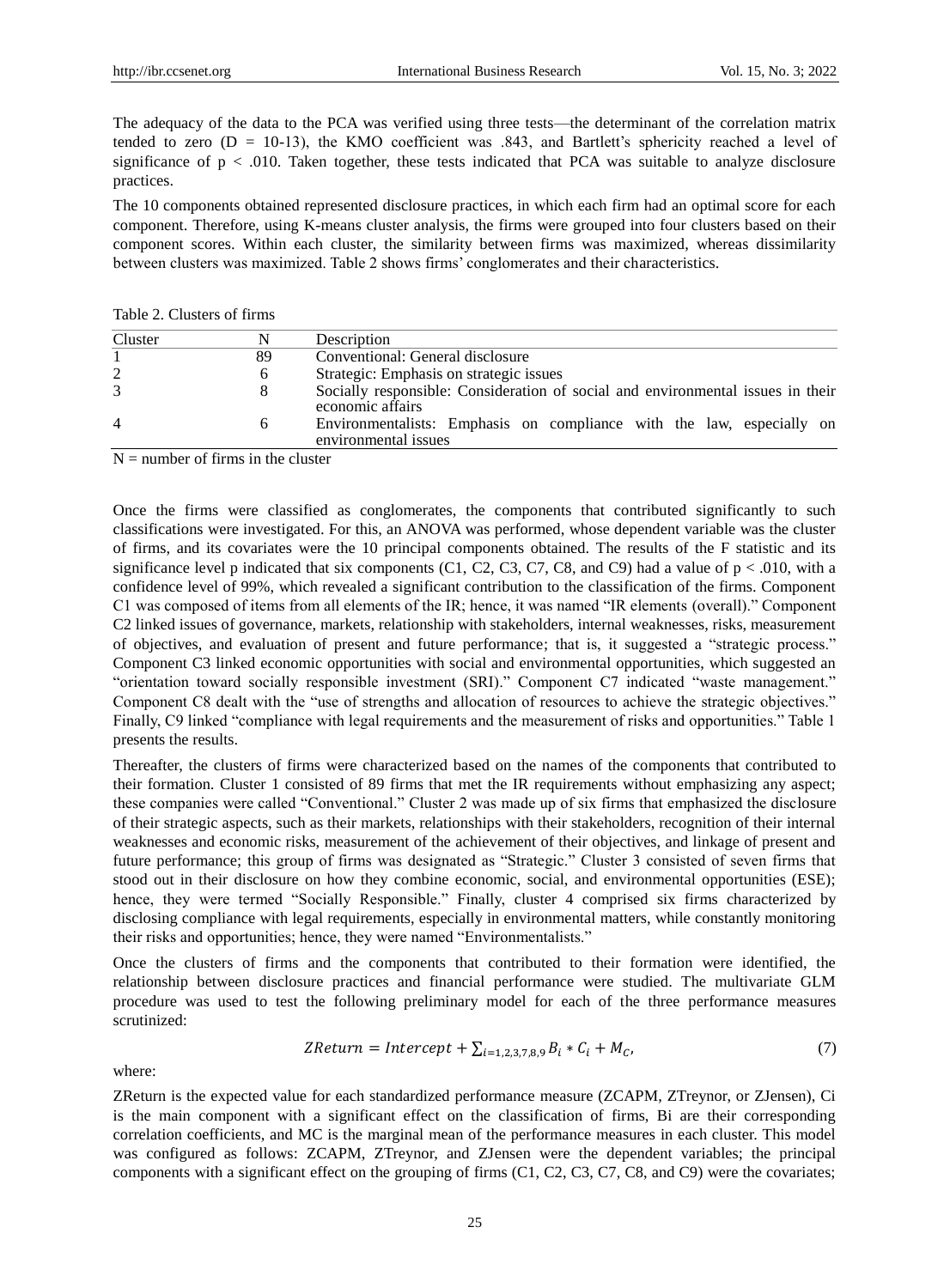The adequacy of the data to the PCA was verified using three tests—the determinant of the correlation matrix tended to zero (D = 10-13), the KMO coefficient was .843, and Bartlett's sphericity reached a level of significance of $p < .010$. Taken together, these tests indicated that PCA was suitable to analyze disclosure practices.

The 10 components obtained represented disclosure practices, in which each firm had an optimal score for each component. Therefore, using K-means cluster analysis, the firms were grouped into four clusters based on their component scores. Within each cluster, the similarity between firms was maximized, whereas dissimilarity between clusters was maximized. Table 2 shows firms' conglomerates and their characteristics.

Table 2. Clusters of firms

| Cluster | N | Description |
|---|---|---|
| 1 | 89 | Conventional: General disclosure |
| 2 | 6 | Strategic: Emphasis on strategic issues |
| 3 | 8 | Socially responsible: Consideration of social and environmental issues in their economic affairs |
| 4 | 6 | Environmentalists: Emphasis on compliance with the law, especially on environmental issues |

N = number of firms in the cluster

Once the firms were classified as conglomerates, the components that contributed significantly to such classifications were investigated. For this, an ANOVA was performed, whose dependent variable was the cluster of firms, and its covariates were the 10 principal components obtained. The results of the F statistic and its significance level p indicated that six components (C1, C2, C3, C7, C8, and C9) had a value of $p < .010$, with a confidence level of 99%, which revealed a significant contribution to the classification of the firms. Component C1 was composed of items from all elements of the IR; hence, it was named "IR elements (overall)." Component C2 linked issues of governance, markets, relationship with stakeholders, internal weaknesses, risks, measurement of objectives, and evaluation of present and future performance; that is, it suggested a "strategic process." Component C3 linked economic opportunities with social and environmental opportunities, which suggested an "orientation toward socially responsible investment (SRI)." Component C7 indicated "waste management." Component C8 dealt with the "use of strengths and allocation of resources to achieve the strategic objectives." Finally, C9 linked "compliance with legal requirements and the measurement of risks and opportunities." Table 1 presents the results.

Thereafter, the clusters of firms were characterized based on the names of the components that contributed to their formation. Cluster 1 consisted of 89 firms that met the IR requirements without emphasizing any aspect; these companies were called "Conventional." Cluster 2 was made up of six firms that emphasized the disclosure of their strategic aspects, such as their markets, relationships with their stakeholders, recognition of their internal weaknesses and economic risks, measurement of the achievement of their objectives, and linkage of present and future performance; this group of firms was designated as "Strategic." Cluster 3 consisted of seven firms that stood out in their disclosure on how they combine economic, social, and environmental opportunities (ESE); hence, they were termed "Socially Responsible." Finally, cluster 4 comprised six firms characterized by disclosing compliance with legal requirements, especially in environmental matters, while constantly monitoring their risks and opportunities; hence, they were named "Environmentalists."

Once the clusters of firms and the components that contributed to their formation were identified, the relationship between disclosure practices and financial performance were studied. The multivariate GLM procedure was used to test the following preliminary model for each of the three performance measures scrutinized:

$$ZReturn = Intercept + \sum_{i=1,2,3,7,8,9} B_i * C_i + M_C, \tag{7}$$

where:

ZReturn is the expected value for each standardized performance measure (ZCAPM, ZTreynor, or ZJensen), Ci is the main component with a significant effect on the classification of firms, Bi are their corresponding correlation coefficients, and MC is the marginal mean of the performance measures in each cluster. This model was configured as follows: ZCAPM, ZTreynor, and ZJensen were the dependent variables; the principal components with a significant effect on the grouping of firms (C1, C2, C3, C7, C8, and C9) were the covariates;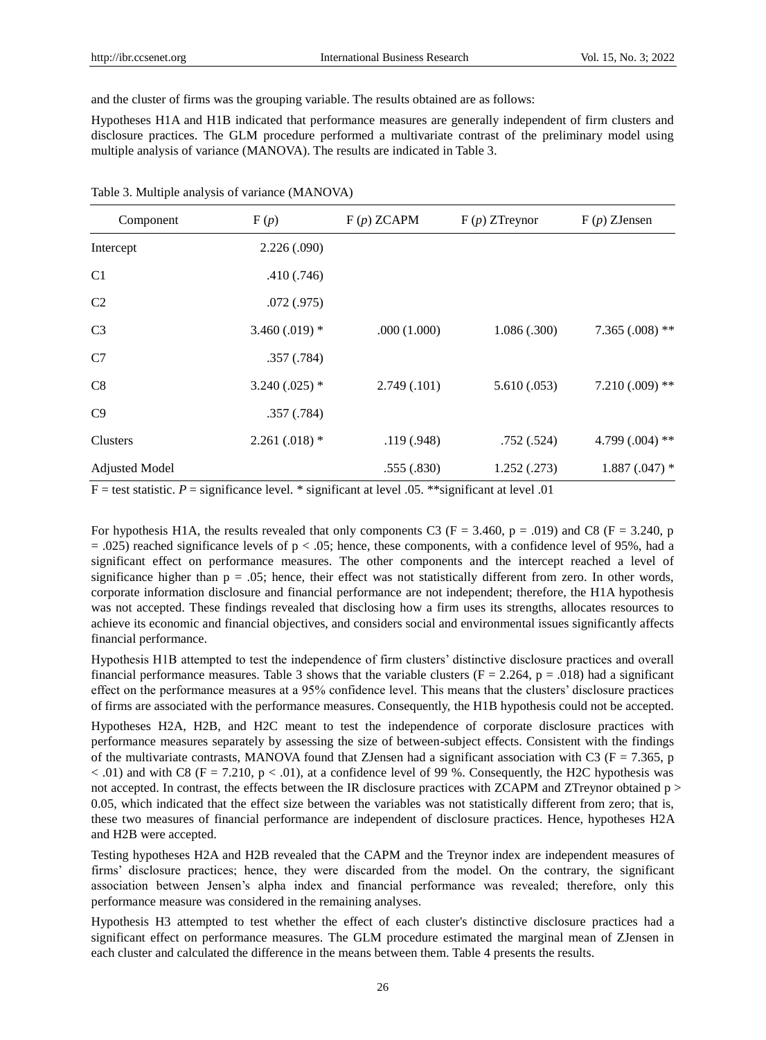and the cluster of firms was the grouping variable. The results obtained are as follows:

Hypotheses H1A and H1B indicated that performance measures are generally independent of firm clusters and disclosure practices. The GLM procedure performed a multivariate contrast of the preliminary model using multiple analysis of variance (MANOVA). The results are indicated in Table 3.

Table 3. Multiple analysis of variance (MANOVA)

| Component | F (*p*) | F (*p*) ZCAPM | F (*p*) ZTreynor | F (*p*) ZJensen |
|---|---|---|---|---|
| Intercept | 2.226 (.090) | | | |
| C1 | .410 (.746) | | | |
| C2 | .072 (.975) | | | |
| C3 | 3.460 (.019) * | .000 (1.000) | 1.086 (.300) | 7.365 (.008) ** |
| C7 | .357 (.784) | | | |
| C8 | 3.240 (.025) * | 2.749 (.101) | 5.610 (.053) | 7.210 (.009) ** |
| C9 | .357 (.784) | | | |
| Clusters | 2.261 (.018) * | .119 (.948) | .752 (.524) | 4.799 (.004) ** |
| Adjusted Model | | .555 (.830) | 1.252 (.273) | 1.887 (.047) * |

F = test statistic. *P* = significance level. * significant at level .05. **significant at level .01

For hypothesis H1A, the results revealed that only components C3 ($F = 3.460$, $p = .019$) and C8 ($F = 3.240$, $p = .025$) reached significance levels of $p < .05$; hence, these components, with a confidence level of 95%, had a significant effect on performance measures. The other components and the intercept reached a level of significance higher than $p = .05$; hence, their effect was not statistically different from zero. In other words, corporate information disclosure and financial performance are not independent; therefore, the H1A hypothesis was not accepted. These findings revealed that disclosing how a firm uses its strengths, allocates resources to achieve its economic and financial objectives, and considers social and environmental issues significantly affects financial performance.

Hypothesis H1B attempted to test the independence of firm clusters' distinctive disclosure practices and overall financial performance measures. Table 3 shows that the variable clusters ($F = 2.264$, $p = .018$) had a significant effect on the performance measures at a 95% confidence level. This means that the clusters' disclosure practices of firms are associated with the performance measures. Consequently, the H1B hypothesis could not be accepted.

Hypotheses H2A, H2B, and H2C meant to test the independence of corporate disclosure practices with performance measures separately by assessing the size of between-subject effects. Consistent with the findings of the multivariate contrasts, MANOVA found that ZJensen had a significant association with C3 ($F = 7.365$, $p < .01$) and with C8 ($F = 7.210$, $p < .01$), at a confidence level of 99 %. Consequently, the H2C hypothesis was not accepted. In contrast, the effects between the IR disclosure practices with ZCAPM and ZTreynor obtained $p > 0.05$, which indicated that the effect size between the variables was not statistically different from zero; that is, these two measures of financial performance are independent of disclosure practices. Hence, hypotheses H2A and H2B were accepted.

Testing hypotheses H2A and H2B revealed that the CAPM and the Treynor index are independent measures of firms' disclosure practices; hence, they were discarded from the model. On the contrary, the significant association between Jensen's alpha index and financial performance was revealed; therefore, only this performance measure was considered in the remaining analyses.

Hypothesis H3 attempted to test whether the effect of each cluster's distinctive disclosure practices had a significant effect on performance measures. The GLM procedure estimated the marginal mean of ZJensen in each cluster and calculated the difference in the means between them. Table 4 presents the results.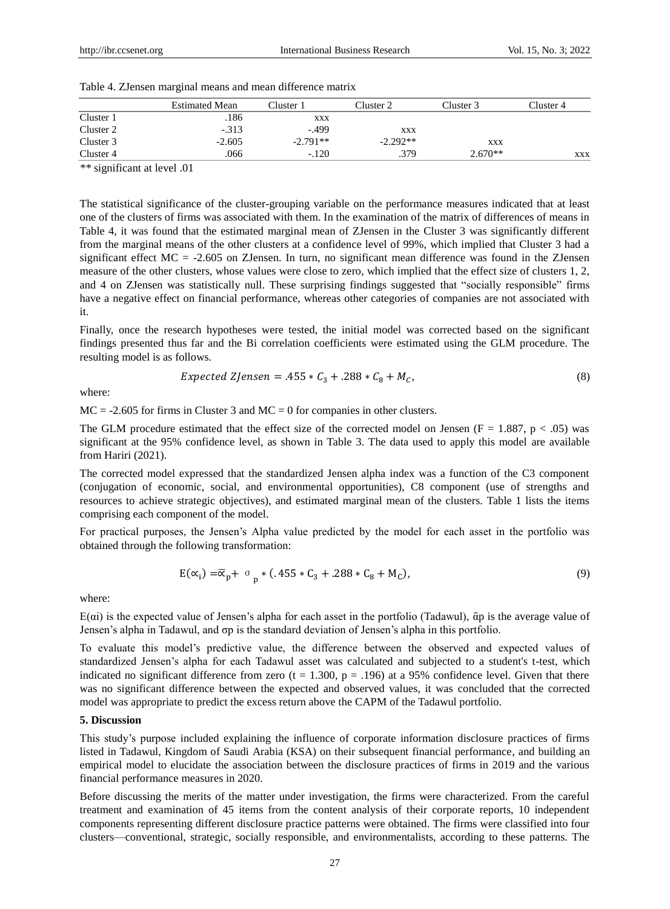Table 4. ZJensen marginal means and mean difference matrix

| | Estimated Mean | Cluster 1 | Cluster 2 | Cluster 3 | Cluster 4 |
|---|---|---|---|---|---|
| Cluster 1 | .186 | xxx | | | |
| Cluster 2 | -.313 | -.499 | xxx | | |
| Cluster 3 | -2.605 | -2.791** | -2.292** | xxx | |
| Cluster 4 | .066 | -.120 | .379 | 2.670** | xxx |

** significant at level .01

The statistical significance of the cluster-grouping variable on the performance measures indicated that at least one of the clusters of firms was associated with them. In the examination of the matrix of differences of means in Table 4, it was found that the estimated marginal mean of ZJensen in the Cluster 3 was significantly different from the marginal means of the other clusters at a confidence level of 99%, which implied that Cluster 3 had a significant effect MC = -2.605 on ZJensen. In turn, no significant mean difference was found in the ZJensen measure of the other clusters, whose values were close to zero, which implied that the effect size of clusters 1, 2, and 4 on ZJensen was statistically null. These surprising findings suggested that "socially responsible" firms have a negative effect on financial performance, whereas other categories of companies are not associated with it.

Finally, once the research hypotheses were tested, the initial model was corrected based on the significant findings presented thus far and the Bi correlation coefficients were estimated using the GLM procedure. The resulting model is as follows.

$$Expected\ ZJensen = .455 * C_3 + .288 * C_8 + M_C, \tag{8}$$

where:

MC = -2.605 for firms in Cluster 3 and MC = 0 for companies in other clusters.

The GLM procedure estimated that the effect size of the corrected model on Jensen ($F = 1.887$, $p < .05$) was significant at the 95% confidence level, as shown in Table 3. The data used to apply this model are available from Hariri (2021).

The corrected model expressed that the standardized Jensen alpha index was a function of the C3 component (conjugation of economic, social, and environmental opportunities), C8 component (use of strengths and resources to achieve strategic objectives), and estimated marginal mean of the clusters. Table 1 lists the items comprising each component of the model.

For practical purposes, the Jensen's Alpha value predicted by the model for each asset in the portfolio was obtained through the following transformation:

$$E(\alpha_i) = \bar{\alpha}_p + \sigma_p * (.455 * C_3 + .288 * C_8 + M_C), \tag{9}$$

where:

$E(\alpha i)$ is the expected value of Jensen's alpha for each asset in the portfolio (Tadawul), $\bar{\alpha}p$ is the average value of Jensen's alpha in Tadawul, and $\sigma p$ is the standard deviation of Jensen's alpha in this portfolio.

To evaluate this model's predictive value, the difference between the observed and expected values of standardized Jensen's alpha for each Tadawul asset was calculated and subjected to a student's t-test, which indicated no significant difference from zero ($t = 1.300$, $p = .196$) at a 95% confidence level. Given that there was no significant difference between the expected and observed values, it was concluded that the corrected model was appropriate to predict the excess return above the CAPM of the Tadawul portfolio.

## 5. Discussion

This study's purpose included explaining the influence of corporate information disclosure practices of firms listed in Tadawul, Kingdom of Saudi Arabia (KSA) on their subsequent financial performance, and building an empirical model to elucidate the association between the disclosure practices of firms in 2019 and the various financial performance measures in 2020.

Before discussing the merits of the matter under investigation, the firms were characterized. From the careful treatment and examination of 45 items from the content analysis of their corporate reports, 10 independent components representing different disclosure practice patterns were obtained. The firms were classified into four clusters—conventional, strategic, socially responsible, and environmentalists, according to these patterns. The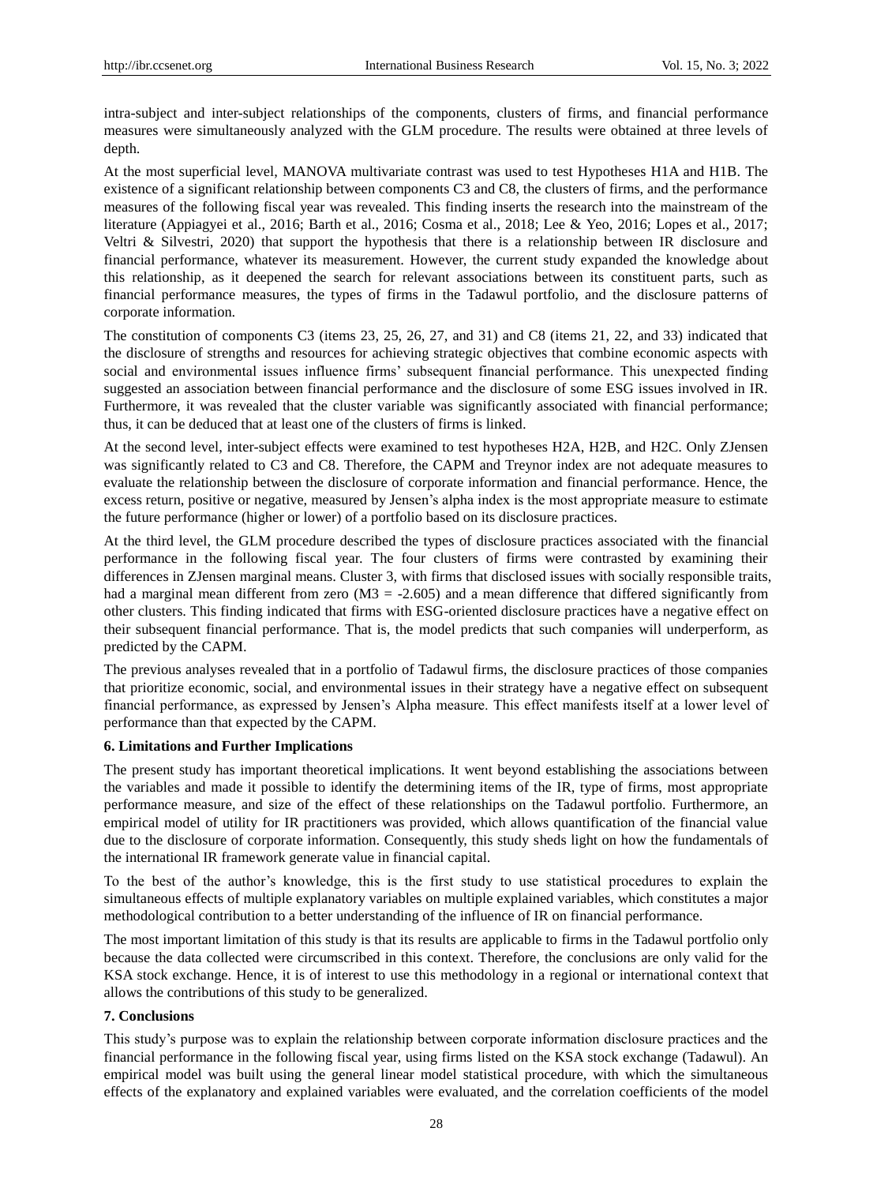intra-subject and inter-subject relationships of the components, clusters of firms, and financial performance measures were simultaneously analyzed with the GLM procedure. The results were obtained at three levels of depth.

At the most superficial level, MANOVA multivariate contrast was used to test Hypotheses H1A and H1B. The existence of a significant relationship between components C3 and C8, the clusters of firms, and the performance measures of the following fiscal year was revealed. This finding inserts the research into the mainstream of the literature (Appiagyei et al., 2016; Barth et al., 2016; Cosma et al., 2018; Lee & Yeo, 2016; Lopes et al., 2017; Veltri & Silvestri, 2020) that support the hypothesis that there is a relationship between IR disclosure and financial performance, whatever its measurement. However, the current study expanded the knowledge about this relationship, as it deepened the search for relevant associations between its constituent parts, such as financial performance measures, the types of firms in the Tadawul portfolio, and the disclosure patterns of corporate information.

The constitution of components C3 (items 23, 25, 26, 27, and 31) and C8 (items 21, 22, and 33) indicated that the disclosure of strengths and resources for achieving strategic objectives that combine economic aspects with social and environmental issues influence firms' subsequent financial performance. This unexpected finding suggested an association between financial performance and the disclosure of some ESG issues involved in IR. Furthermore, it was revealed that the cluster variable was significantly associated with financial performance; thus, it can be deduced that at least one of the clusters of firms is linked.

At the second level, inter-subject effects were examined to test hypotheses H2A, H2B, and H2C. Only ZJensen was significantly related to C3 and C8. Therefore, the CAPM and Treynor index are not adequate measures to evaluate the relationship between the disclosure of corporate information and financial performance. Hence, the excess return, positive or negative, measured by Jensen's alpha index is the most appropriate measure to estimate the future performance (higher or lower) of a portfolio based on its disclosure practices.

At the third level, the GLM procedure described the types of disclosure practices associated with the financial performance in the following fiscal year. The four clusters of firms were contrasted by examining their differences in ZJensen marginal means. Cluster 3, with firms that disclosed issues with socially responsible traits, had a marginal mean different from zero ($M3 = -2.605$) and a mean difference that differed significantly from other clusters. This finding indicated that firms with ESG-oriented disclosure practices have a negative effect on their subsequent financial performance. That is, the model predicts that such companies will underperform, as predicted by the CAPM.

The previous analyses revealed that in a portfolio of Tadawul firms, the disclosure practices of those companies that prioritize economic, social, and environmental issues in their strategy have a negative effect on subsequent financial performance, as expressed by Jensen's Alpha measure. This effect manifests itself at a lower level of performance than that expected by the CAPM.

## 6. Limitations and Further Implications

The present study has important theoretical implications. It went beyond establishing the associations between the variables and made it possible to identify the determining items of the IR, type of firms, most appropriate performance measure, and size of the effect of these relationships on the Tadawul portfolio. Furthermore, an empirical model of utility for IR practitioners was provided, which allows quantification of the financial value due to the disclosure of corporate information. Consequently, this study sheds light on how the fundamentals of the international IR framework generate value in financial capital.

To the best of the author's knowledge, this is the first study to use statistical procedures to explain the simultaneous effects of multiple explanatory variables on multiple explained variables, which constitutes a major methodological contribution to a better understanding of the influence of IR on financial performance.

The most important limitation of this study is that its results are applicable to firms in the Tadawul portfolio only because the data collected were circumscribed in this context. Therefore, the conclusions are only valid for the KSA stock exchange. Hence, it is of interest to use this methodology in a regional or international context that allows the contributions of this study to be generalized.

## 7. Conclusions

This study's purpose was to explain the relationship between corporate information disclosure practices and the financial performance in the following fiscal year, using firms listed on the KSA stock exchange (Tadawul). An empirical model was built using the general linear model statistical procedure, with which the simultaneous effects of the explanatory and explained variables were evaluated, and the correlation coefficients of the model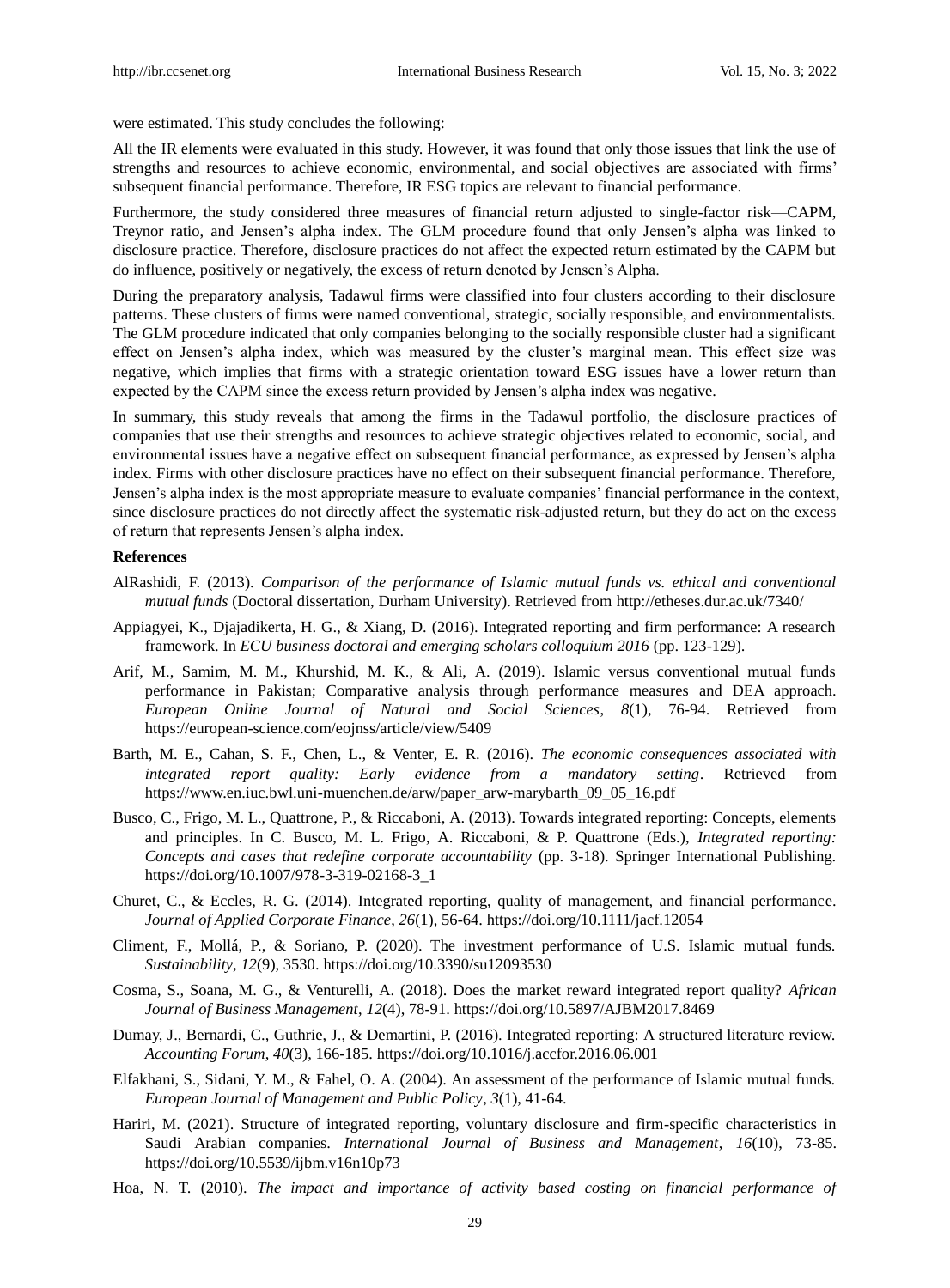were estimated. This study concludes the following:

All the IR elements were evaluated in this study. However, it was found that only those issues that link the use of strengths and resources to achieve economic, environmental, and social objectives are associated with firms' subsequent financial performance. Therefore, IR ESG topics are relevant to financial performance.

Furthermore, the study considered three measures of financial return adjusted to single-factor risk—CAPM, Treynor ratio, and Jensen's alpha index. The GLM procedure found that only Jensen's alpha was linked to disclosure practice. Therefore, disclosure practices do not affect the expected return estimated by the CAPM but do influence, positively or negatively, the excess of return denoted by Jensen's Alpha.

During the preparatory analysis, Tadawul firms were classified into four clusters according to their disclosure patterns. These clusters of firms were named conventional, strategic, socially responsible, and environmentalists. The GLM procedure indicated that only companies belonging to the socially responsible cluster had a significant effect on Jensen's alpha index, which was measured by the cluster's marginal mean. This effect size was negative, which implies that firms with a strategic orientation toward ESG issues have a lower return than expected by the CAPM since the excess return provided by Jensen's alpha index was negative.

In summary, this study reveals that among the firms in the Tadawul portfolio, the disclosure practices of companies that use their strengths and resources to achieve strategic objectives related to economic, social, and environmental issues have a negative effect on subsequent financial performance, as expressed by Jensen's alpha index. Firms with other disclosure practices have no effect on their subsequent financial performance. Therefore, Jensen's alpha index is the most appropriate measure to evaluate companies' financial performance in the context, since disclosure practices do not directly affect the systematic risk-adjusted return, but they do act on the excess of return that represents Jensen's alpha index.

## References

AlRashidi, F. (2013). *Comparison of the performance of Islamic mutual funds vs. ethical and conventional mutual funds* (Doctoral dissertation, Durham University). Retrieved from http://etheses.dur.ac.uk/7340/

Appiagyei, K., Djajadikerta, H. G., & Xiang, D. (2016). Integrated reporting and firm performance: A research framework. In *ECU business doctoral and emerging scholars colloquium 2016* (pp. 123-129).

Arif, M., Samim, M. M., Khurshid, M. K., & Ali, A. (2019). Islamic versus conventional mutual funds performance in Pakistan; Comparative analysis through performance measures and DEA approach. *European Online Journal of Natural and Social Sciences*, *8*(1), 76-94. Retrieved from https://european-science.com/eojnss/article/view/5409

Barth, M. E., Cahan, S. F., Chen, L., & Venter, E. R. (2016). *The economic consequences associated with integrated report quality: Early evidence from a mandatory setting*. Retrieved from https://www.en.iuc.bwl.uni-muenchen.de/arw/paper_arw-marybarth_09_05_16.pdf

Busco, C., Frigo, M. L., Quattrone, P., & Riccaboni, A. (2013). Towards integrated reporting: Concepts, elements and principles. In C. Busco, M. L. Frigo, A. Riccaboni, & P. Quattrone (Eds.), *Integrated reporting: Concepts and cases that redefine corporate accountability* (pp. 3-18). Springer International Publishing. https://doi.org/10.1007/978-3-319-02168-3_1

Churet, C., & Eccles, R. G. (2014). Integrated reporting, quality of management, and financial performance. *Journal of Applied Corporate Finance*, *26*(1), 56-64. https://doi.org/10.1111/jacf.12054

Climent, F., Mollá, P., & Soriano, P. (2020). The investment performance of U.S. Islamic mutual funds. *Sustainability*, *12*(9), 3530. https://doi.org/10.3390/su12093530

Cosma, S., Soana, M. G., & Venturelli, A. (2018). Does the market reward integrated report quality? *African Journal of Business Management*, *12*(4), 78-91. https://doi.org/10.5897/AJBM2017.8469

Dumay, J., Bernardi, C., Guthrie, J., & Demartini, P. (2016). Integrated reporting: A structured literature review. *Accounting Forum*, *40*(3), 166-185. https://doi.org/10.1016/j.accfor.2016.06.001

Elfakhani, S., Sidani, Y. M., & Fahel, O. A. (2004). An assessment of the performance of Islamic mutual funds. *European Journal of Management and Public Policy*, *3*(1), 41-64.

Hariri, M. (2021). Structure of integrated reporting, voluntary disclosure and firm-specific characteristics in Saudi Arabian companies. *International Journal of Business and Management*, *16*(10), 73-85. https://doi.org/10.5539/ijbm.v16n10p73

Hoa, N. T. (2010). *The impact and importance of activity based costing on financial performance of*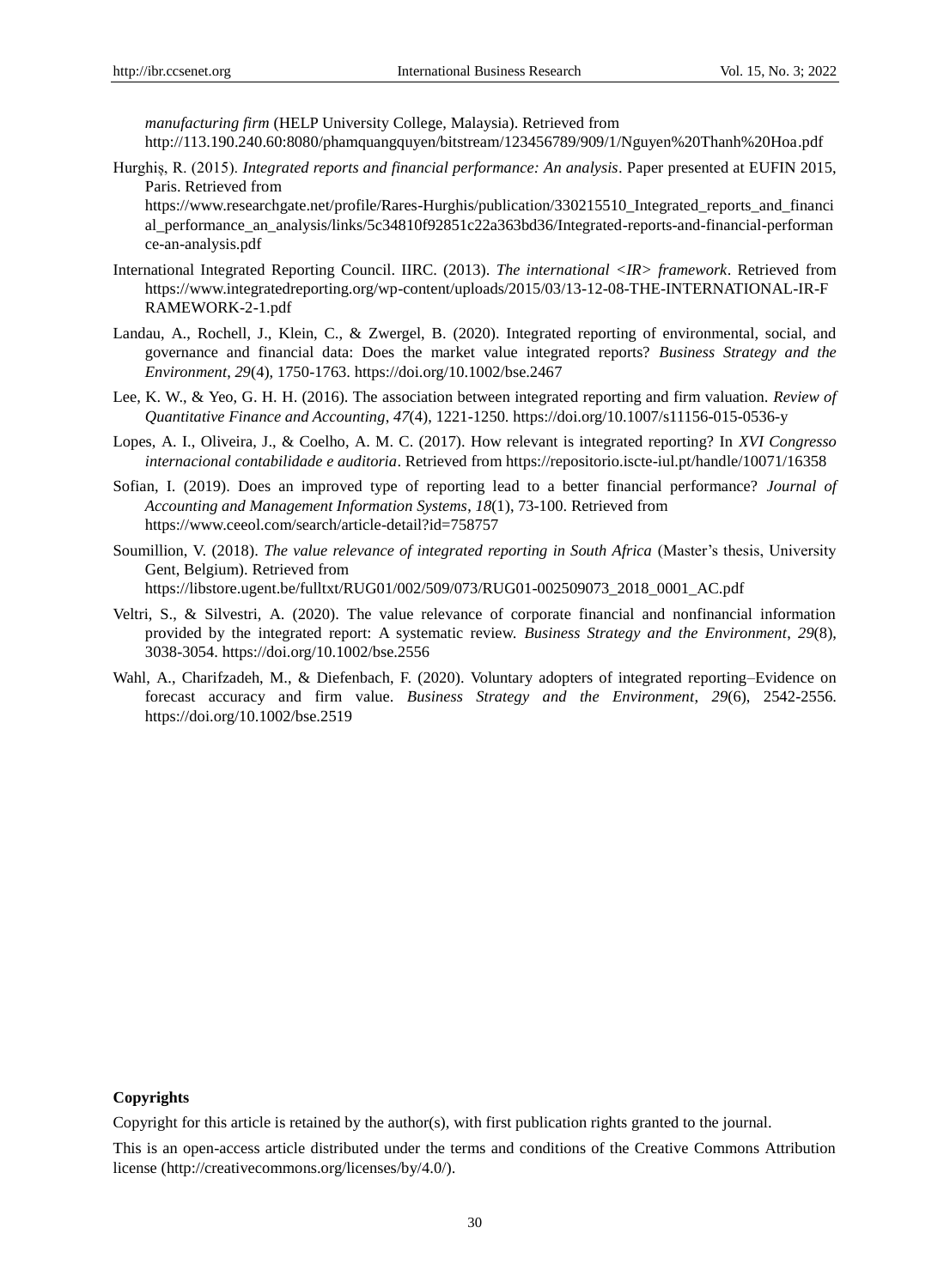*manufacturing firm* (HELP University College, Malaysia). Retrieved from http://113.190.240.60:8080/phamquangquyen/bitstream/123456789/909/1/Nguyen%20Thanh%20Hoa.pdf

Hurghiș, R. (2015). *Integrated reports and financial performance: An analysis*. Paper presented at EUFIN 2015, Paris. Retrieved from https://www.researchgate.net/profile/Rares-Hurghis/publication/330215510_Integrated_reports_and_financial_performance_an_analysis/links/5c34810f92851c22a363bd36/Integrated-reports-and-financial-performance-an-analysis.pdf

International Integrated Reporting Council. IIRC. (2013). *The international <IR> framework*. Retrieved from https://www.integratedreporting.org/wp-content/uploads/2015/03/13-12-08-THE-INTERNATIONAL-IR-FRAMEWORK-2-1.pdf

Landau, A., Rochell, J., Klein, C., & Zwergel, B. (2020). Integrated reporting of environmental, social, and governance and financial data: Does the market value integrated reports? *Business Strategy and the Environment*, *29*(4), 1750-1763. https://doi.org/10.1002/bse.2467

Lee, K. W., & Yeo, G. H. H. (2016). The association between integrated reporting and firm valuation. *Review of Quantitative Finance and Accounting*, *47*(4), 1221-1250. https://doi.org/10.1007/s11156-015-0536-y

Lopes, A. I., Oliveira, J., & Coelho, A. M. C. (2017). How relevant is integrated reporting? In *XVI Congresso internacional contabilidade e auditoria*. Retrieved from https://repositorio.iscte-iul.pt/handle/10071/16358

Sofian, I. (2019). Does an improved type of reporting lead to a better financial performance? *Journal of Accounting and Management Information Systems*, *18*(1), 73-100. Retrieved from https://www.ceeol.com/search/article-detail?id=758757

Soumillion, V. (2018). *The value relevance of integrated reporting in South Africa* (Master's thesis, University Gent, Belgium). Retrieved from https://libstore.ugent.be/fulltxt/RUG01/002/509/073/RUG01-002509073_2018_0001_AC.pdf

Veltri, S., & Silvestri, A. (2020). The value relevance of corporate financial and nonfinancial information provided by the integrated report: A systematic review. *Business Strategy and the Environment*, *29*(8), 3038-3054. https://doi.org/10.1002/bse.2556

Wahl, A., Charifzadeh, M., & Diefenbach, F. (2020). Voluntary adopters of integrated reporting–Evidence on forecast accuracy and firm value. *Business Strategy and the Environment*, *29*(6), 2542-2556. https://doi.org/10.1002/bse.2519

**Copyrights**

Copyright for this article is retained by the author(s), with first publication rights granted to the journal.

This is an open-access article distributed under the terms and conditions of the Creative Commons Attribution license (http://creativecommons.org/licenses/by/4.0/).